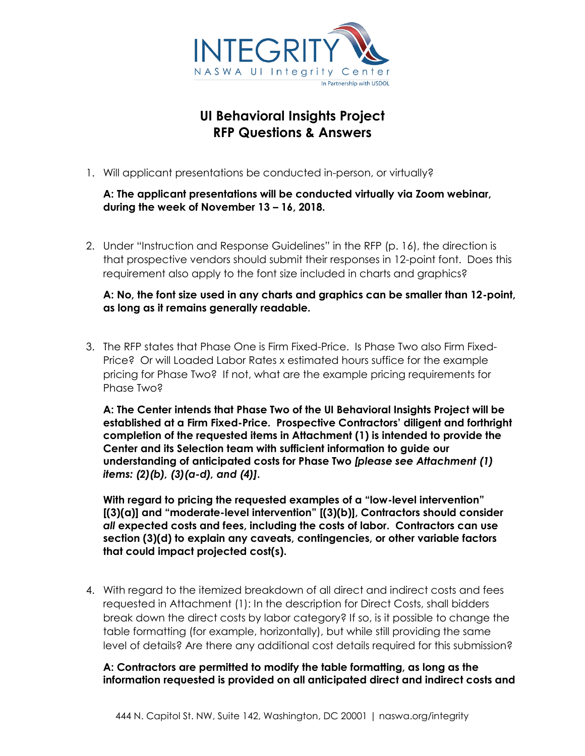# UI Behavioral Insights Project
# RFP Questions & Answers

1. Will applicant presentations be conducted in-person, or virtually?

   **A: The applicant presentations will be conducted virtually via Zoom webinar, during the week of November 13 – 16, 2018.**

2. Under "Instruction and Response Guidelines" in the RFP (p. 16), the direction is that prospective vendors should submit their responses in 12-point font. Does this requirement also apply to the font size included in charts and graphics?

   **A: No, the font size used in any charts and graphics can be smaller than 12-point, as long as it remains generally readable.**

3. The RFP states that Phase One is Firm Fixed-Price. Is Phase Two also Firm Fixed-Price? Or will Loaded Labor Rates x estimated hours suffice for the example pricing for Phase Two? If not, what are the example pricing requirements for Phase Two?

   **A: The Center intends that Phase Two of the UI Behavioral Insights Project will be established at a Firm Fixed-Price. Prospective Contractors' diligent and forthright completion of the requested items in Attachment (1) is intended to provide the Center and its Selection team with sufficient information to guide our understanding of anticipated costs for Phase Two *[please see Attachment (1) items: (2)(b), (3)(a-d), and (4)]*.**

   **With regard to pricing the requested examples of a "low-level intervention" [(3)(a)] and "moderate-level intervention" [(3)(b)], Contractors should consider *all* expected costs and fees, including the costs of labor. Contractors can use section (3)(d) to explain any caveats, contingencies, or other variable factors that could impact projected cost(s).**

4. With regard to the itemized breakdown of all direct and indirect costs and fees requested in Attachment (1): In the description for Direct Costs, shall bidders break down the direct costs by labor category? If so, is it possible to change the table formatting (for example, horizontally), but while still providing the same level of details? Are there any additional cost details required for this submission?

   **A: Contractors are permitted to modify the table formatting, as long as the information requested is provided on all anticipated direct and indirect costs and**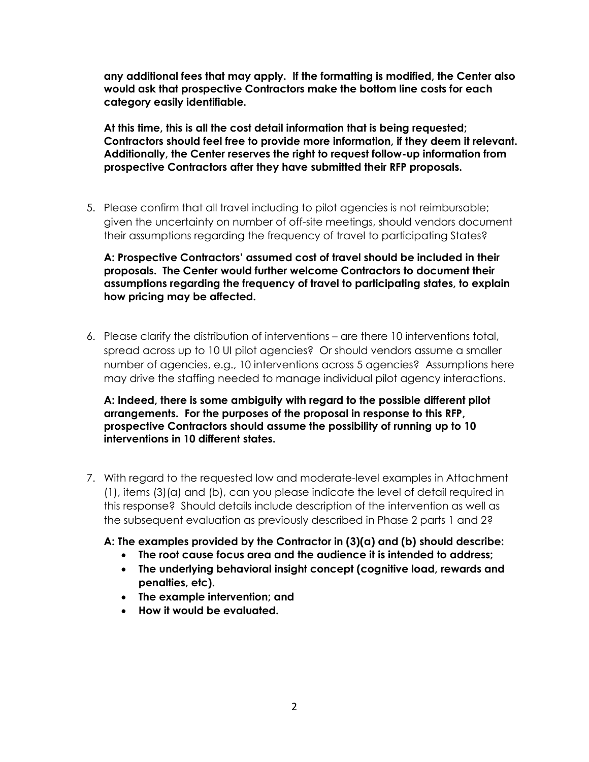**any additional fees that may apply. If the formatting is modified, the Center also would ask that prospective Contractors make the bottom line costs for each category easily identifiable.**

**At this time, this is all the cost detail information that is being requested; Contractors should feel free to provide more information, if they deem it relevant. Additionally, the Center reserves the right to request follow-up information from prospective Contractors after they have submitted their RFP proposals.**

5. Please confirm that all travel including to pilot agencies is not reimbursable; given the uncertainty on number of off-site meetings, should vendors document their assumptions regarding the frequency of travel to participating States?

   **A: Prospective Contractors' assumed cost of travel should be included in their proposals. The Center would further welcome Contractors to document their assumptions regarding the frequency of travel to participating states, to explain how pricing may be affected.**

6. Please clarify the distribution of interventions – are there 10 interventions total, spread across up to 10 UI pilot agencies? Or should vendors assume a smaller number of agencies, e.g., 10 interventions across 5 agencies? Assumptions here may drive the staffing needed to manage individual pilot agency interactions.

   **A: Indeed, there is some ambiguity with regard to the possible different pilot arrangements. For the purposes of the proposal in response to this RFP, prospective Contractors should assume the possibility of running up to 10 interventions in 10 different states.**

7. With regard to the requested low and moderate-level examples in Attachment (1), items (3)(a) and (b), can you please indicate the level of detail required in this response? Should details include description of the intervention as well as the subsequent evaluation as previously described in Phase 2 parts 1 and 2?

   **A: The examples provided by the Contractor in (3)(a) and (b) should describe:**
   - **The root cause focus area and the audience it is intended to address;**
   - **The underlying behavioral insight concept (cognitive load, rewards and penalties, etc).**
   - **The example intervention; and**
   - **How it would be evaluated.**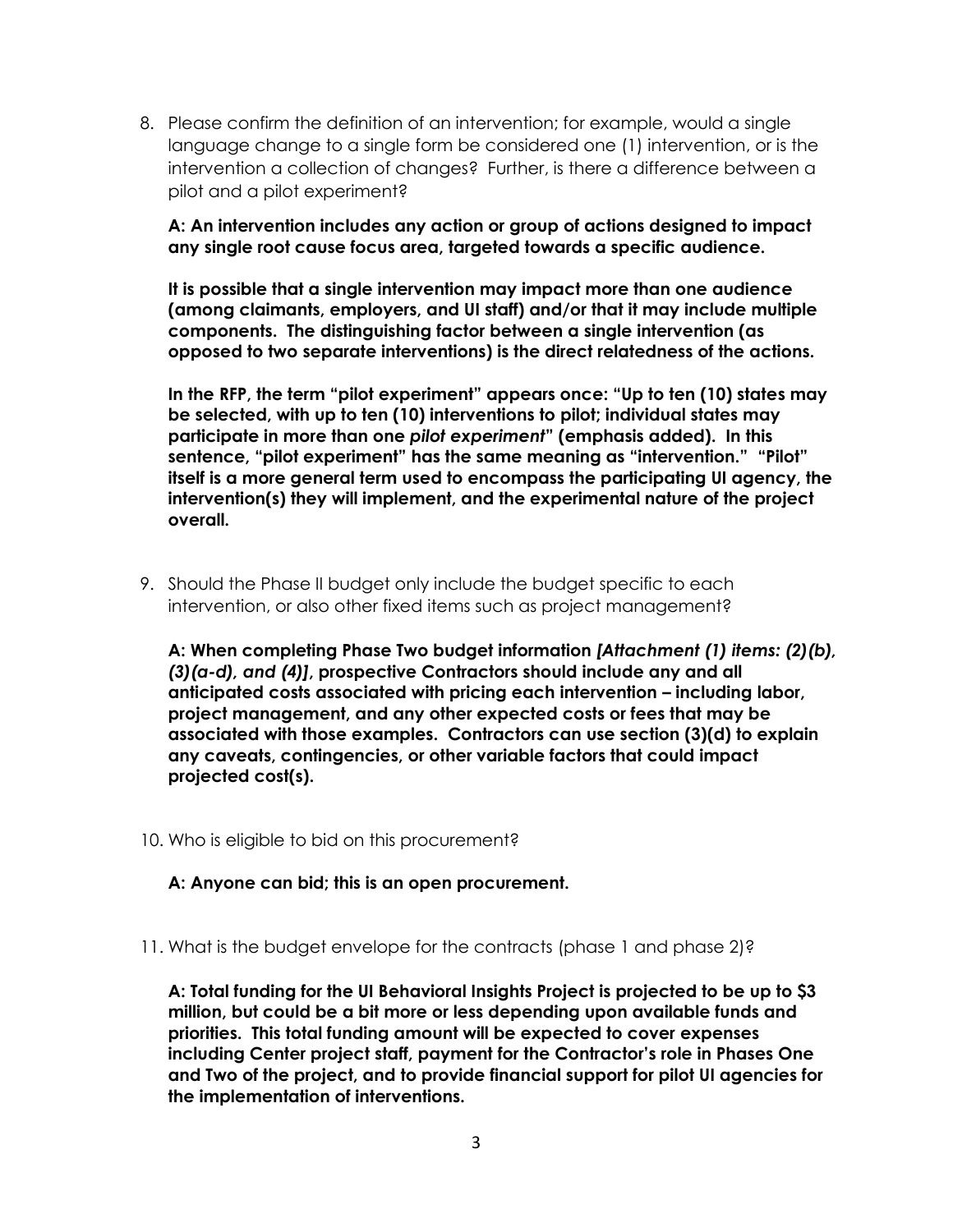8. Please confirm the definition of an intervention; for example, would a single language change to a single form be considered one (1) intervention, or is the intervention a collection of changes? Further, is there a difference between a pilot and a pilot experiment?

   **A: An intervention includes any action or group of actions designed to impact any single root cause focus area, targeted towards a specific audience.**

   **It is possible that a single intervention may impact more than one audience (among claimants, employers, and UI staff) and/or that it may include multiple components. The distinguishing factor between a single intervention (as opposed to two separate interventions) is the direct relatedness of the actions.**

   **In the RFP, the term "pilot experiment" appears once: "Up to ten (10) states may be selected, with up to ten (10) interventions to pilot; individual states may participate in more than one *pilot experiment*" (emphasis added). In this sentence, "pilot experiment" has the same meaning as "intervention." "Pilot" itself is a more general term used to encompass the participating UI agency, the intervention(s) they will implement, and the experimental nature of the project overall.**

9. Should the Phase II budget only include the budget specific to each intervention, or also other fixed items such as project management?

   **A: When completing Phase Two budget information *[Attachment (1) items: (2)(b), (3)(a-d), and (4)]*, prospective Contractors should include any and all anticipated costs associated with pricing each intervention – including labor, project management, and any other expected costs or fees that may be associated with those examples. Contractors can use section (3)(d) to explain any caveats, contingencies, or other variable factors that could impact projected cost(s).**

10. Who is eligible to bid on this procurement?

    **A: Anyone can bid; this is an open procurement.**

11. What is the budget envelope for the contracts (phase 1 and phase 2)?

    **A: Total funding for the UI Behavioral Insights Project is projected to be up to $3 million, but could be a bit more or less depending upon available funds and priorities. This total funding amount will be expected to cover expenses including Center project staff, payment for the Contractor's role in Phases One and Two of the project, and to provide financial support for pilot UI agencies for the implementation of interventions.**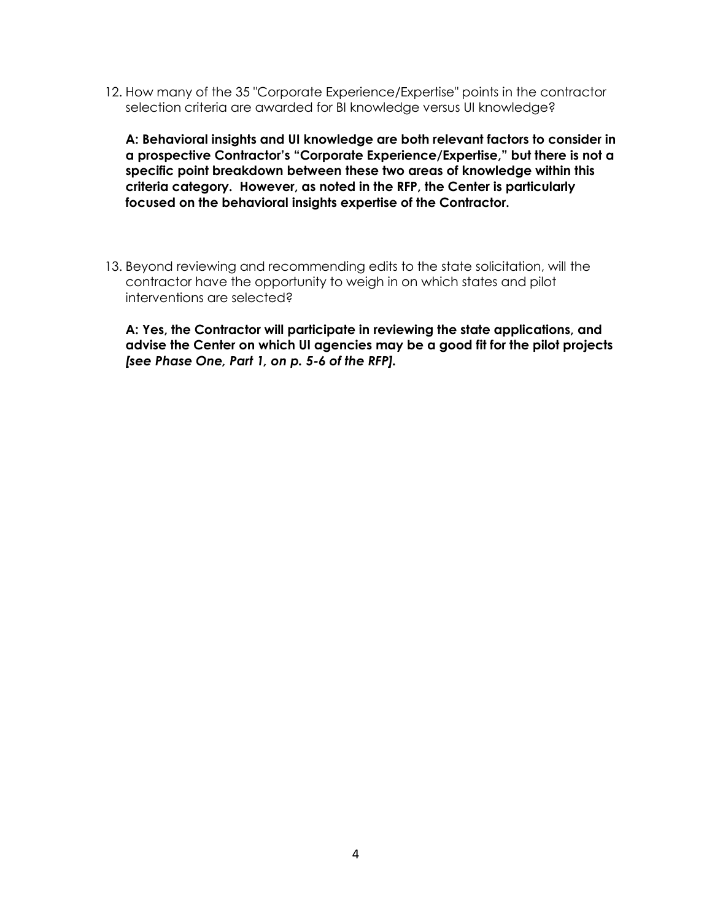12. How many of the 35 "Corporate Experience/Expertise" points in the contractor selection criteria are awarded for BI knowledge versus UI knowledge?

    **A: Behavioral insights and UI knowledge are both relevant factors to consider in a prospective Contractor's "Corporate Experience/Expertise," but there is not a specific point breakdown between these two areas of knowledge within this criteria category. However, as noted in the RFP, the Center is particularly focused on the behavioral insights expertise of the Contractor.**

13. Beyond reviewing and recommending edits to the state solicitation, will the contractor have the opportunity to weigh in on which states and pilot interventions are selected?

    **A: Yes, the Contractor will participate in reviewing the state applications, and advise the Center on which UI agencies may be a good fit for the pilot projects *[see Phase One, Part 1, on p. 5-6 of the RFP].***